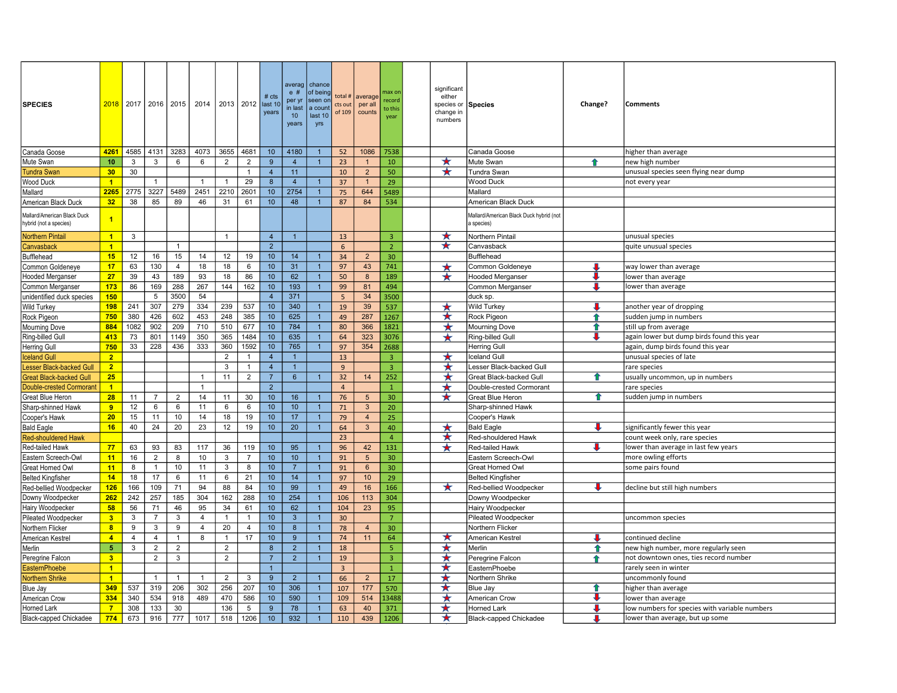| SPECIES | 2018 | 2017 | 2016 | 2015 | 2014 | 2013 | 2012 | # cts last 10 years | average # per yr in last 10 years | chance of being seen on a count last 10 yrs | total # cts out of 109 | average per all counts | max on record to this year | | significant either species or change in numbers | Species | Change? | Comments |
|---|---|---|---|---|---|---|---|---|---|---|---|---|---|---|---|---|---|---|
| Canada Goose | 4261 | 4585 | 4131 | 3283 | 4073 | 3655 | 4681 | 10 | 4180 | 1 | 52 | 1086 | 7538 | | | Canada Goose | | higher than average |
| Mute Swan | 10 | 3 | 3 | 6 | 6 | 2 | 2 | 9 | 4 | 1 | 23 | 1 | 10 | | ★ | Mute Swan | ↑ | new high number |
| Tundra Swan | 30 | 30 | | | | | 1 | 4 | 11 | | 10 | 2 | 50 | | ★ | Tundra Swan | | unusual species seen flying near dump |
| Wood Duck | 1 | | 1 | | 1 | 1 | 29 | 8 | 4 | 1 | 37 | 1 | 29 | | | Wood Duck | | not every year |
| Mallard | 2265 | 2775 | 3227 | 5489 | 2451 | 2210 | 2601 | 10 | 2754 | 1 | 75 | 644 | 5489 | | | Mallard | | |
| American Black Duck | 32 | 38 | 85 | 89 | 46 | 31 | 61 | 10 | 48 | 1 | 87 | 84 | 534 | | | American Black Duck | | |
| Mallard/American Black Duck hybrid (not a species) | 1 | | | | | | | | | | | | | | | Mallard/American Black Duck hybrid (not a species) | | |
| Northern Pintail | 1 | 3 | | | | 1 | | 4 | 1 | | 13 | | 3 | | ★ | Northern Pintail | | unusual species |
| Canvasback | 1 | | | 1 | | | | 2 | | | 6 | | 2 | | ★ | Canvasback | | quite unusual species |
| Bufflehead | 15 | 12 | 16 | 15 | 14 | 12 | 19 | 10 | 14 | 1 | 34 | 2 | 30 | | | Bufflehead | | |
| Common Goldeneye | 17 | 63 | 130 | 4 | 18 | 18 | 6 | 10 | 31 | 1 | 97 | 43 | 741 | | ★ | Common Goldeneye | ↓ | way lower than average |
| Hooded Merganser | 27 | 39 | 43 | 189 | 93 | 18 | 86 | 10 | 62 | 1 | 50 | 8 | 189 | | ★ | Hooded Merganser | ↓ | lower than average |
| Common Merganser | 173 | 86 | 169 | 288 | 267 | 144 | 162 | 10 | 193 | 1 | 99 | 81 | 494 | | | Common Merganser | ↓ | lower than average |
| unidentified duck species | 150 | | 5 | 3500 | 54 | | | 4 | 371 | | 5 | 34 | 3500 | | | duck sp. | | |
| Wild Turkey | 198 | 241 | 307 | 279 | 334 | 239 | 537 | 10 | 340 | 1 | 19 | 39 | 537 | | ★ | Wild Turkey | ↓ | another year of dropping |
| Rock Pigeon | 750 | 380 | 426 | 602 | 453 | 248 | 385 | 10 | 625 | 1 | 49 | 287 | 1267 | | ★ | Rock Pigeon | ↑ | sudden jump in numbers |
| Mourning Dove | 884 | 1082 | 902 | 209 | 710 | 510 | 677 | 10 | 784 | 1 | 80 | 366 | 1821 | | ★ | Mourning Dove | ↑ | still up from average |
| Ring-billed Gull | 413 | 73 | 801 | 1149 | 350 | 365 | 1484 | 10 | 635 | 1 | 64 | 323 | 3076 | | ★ | Ring-billed Gull | ↓ | again lower but dump birds found this year |
| Herring Gull | 750 | 33 | 228 | 436 | 333 | 360 | 1592 | 10 | 765 | 1 | 97 | 354 | 2688 | | | Herring Gull | | again, dump birds found this year |
| Iceland Gull | 2 | | | | | 2 | 1 | 4 | 1 | | 13 | | 3 | | ★ | Iceland Gull | | unusual species of late |
| Lesser Black-backed Gull | 2 | | | | | 3 | 1 | 4 | 1 | | 9 | | 3 | | ★ | Lesser Black-backed Gull | | rare species |
| Great Black-backed Gull | 25 | | | | 1 | 11 | 2 | 7 | 6 | 1 | 32 | 14 | 252 | | ★ | Great Black-backed Gull | ↑ | usually uncommon, up in numbers |
| Double-crested Cormorant | 1 | | | | 1 | | | 2 | | | 4 | | 1 | | ★ | Double-crested Cormorant | | rare species |
| Great Blue Heron | 28 | 11 | 7 | 2 | 14 | 11 | 30 | 10 | 16 | 1 | 76 | 5 | 30 | | ★ | Great Blue Heron | ↑ | sudden jump in numbers |
| Sharp-shinned Hawk | 9 | 12 | 6 | 6 | 11 | 6 | 6 | 10 | 10 | 1 | 71 | 3 | 20 | | | Sharp-shinned Hawk | | |
| Cooper's Hawk | 20 | 15 | 11 | 10 | 14 | 18 | 19 | 10 | 17 | 1 | 79 | 4 | 25 | | | Cooper's Hawk | | |
| Bald Eagle | 16 | 40 | 24 | 20 | 23 | 12 | 19 | 10 | 20 | 1 | 64 | 3 | 40 | | ★ | Bald Eagle | ↓ | significantly fewer this year |
| Red-shouldered Hawk | | | | | | | | | | | 23 | | 4 | | ★ | Red-shouldered Hawk | | count week only, rare species |
| Red-tailed Hawk | 77 | 63 | 93 | 83 | 117 | 36 | 119 | 10 | 95 | 1 | 96 | 42 | 131 | | ★ | Red-tailed Hawk | ↓ | lower than average in last few years |
| Eastern Screech-Owl | 11 | 16 | 2 | 8 | 10 | 3 | 7 | 10 | 10 | 1 | 91 | 5 | 30 | | | Eastern Screech-Owl | | more owling efforts |
| Great Horned Owl | 11 | 8 | 1 | 10 | 11 | 3 | 8 | 10 | 7 | 1 | 91 | 6 | 30 | | | Great Horned Owl | | some pairs found |
| Belted Kingfisher | 14 | 18 | 17 | 6 | 11 | 6 | 21 | 10 | 14 | 1 | 97 | 10 | 29 | | | Belted Kingfisher | | |
| Red-bellied Woodpecker | 126 | 166 | 109 | 71 | 94 | 88 | 84 | 10 | 99 | 1 | 49 | 16 | 166 | | ★ | Red-bellied Woodpecker | ↓ | decline but still high numbers |
| Downy Woodpecker | 262 | 242 | 257 | 185 | 304 | 162 | 288 | 10 | 254 | 1 | 106 | 113 | 304 | | | Downy Woodpecker | | |
| Hairy Woodpecker | 58 | 56 | 71 | 46 | 95 | 34 | 61 | 10 | 62 | 1 | 104 | 23 | 95 | | | Hairy Woodpecker | | |
| Pileated Woodpecker | 3 | 3 | 7 | 3 | 4 | 1 | 1 | 10 | 3 | 1 | 30 | | 7 | | | Pileated Woodpecker | | uncommon species |
| Northern Flicker | 8 | 9 | 3 | 9 | 4 | 20 | 4 | 10 | 8 | 1 | 78 | 4 | 30 | | | Northern Flicker | | |
| American Kestrel | 4 | 4 | 4 | 1 | 8 | 1 | 17 | 10 | 9 | 1 | 74 | 11 | 64 | | ★ | American Kestrel | ↓ | continued decline |
| Merlin | 5 | 3 | 2 | 2 | | 2 | | 8 | 2 | 1 | 18 | | 5 | | ★ | Merlin | ↑ | new high number, more regularly seen |
| Peregrine Falcon | 3 | | 2 | 3 | | 2 | | 7 | 2 | 1 | 19 | | 3 | | ★ | Peregrine Falcon | ↑ | not downtown ones, ties record number |
| EasternPhoebe | 1 | | | | | | | 1 | | | 3 | | 1 | | ★ | EasternPhoebe | | rarely seen in winter |
| Northern Shrike | 1 | | 1 | 1 | 1 | 2 | 3 | 9 | 2 | 1 | 66 | 2 | 17 | | ★ | Northern Shrike | | uncommonly found |
| Blue Jay | 349 | 537 | 319 | 206 | 302 | 256 | 207 | 10 | 306 | 1 | 107 | 177 | 570 | | ★ | Blue Jay | ↑ | higher than average |
| American Crow | 334 | 340 | 534 | 918 | 489 | 470 | 586 | 10 | 590 | 1 | 109 | 514 | 13488 | | ★ | American Crow | ↓ | lower than average |
| Horned Lark | 7 | 308 | 133 | 30 | | 136 | 5 | 9 | 78 | 1 | 63 | 40 | 371 | | ★ | Horned Lark | ↓ | low numbers for species with variable numbers |
| Black-capped Chickadee | 774 | 673 | 916 | 777 | 1017 | 518 | 1206 | 10 | 932 | 1 | 110 | 439 | 1206 | | ★ | Black-capped Chickadee | ↓ | lower than average, but up some |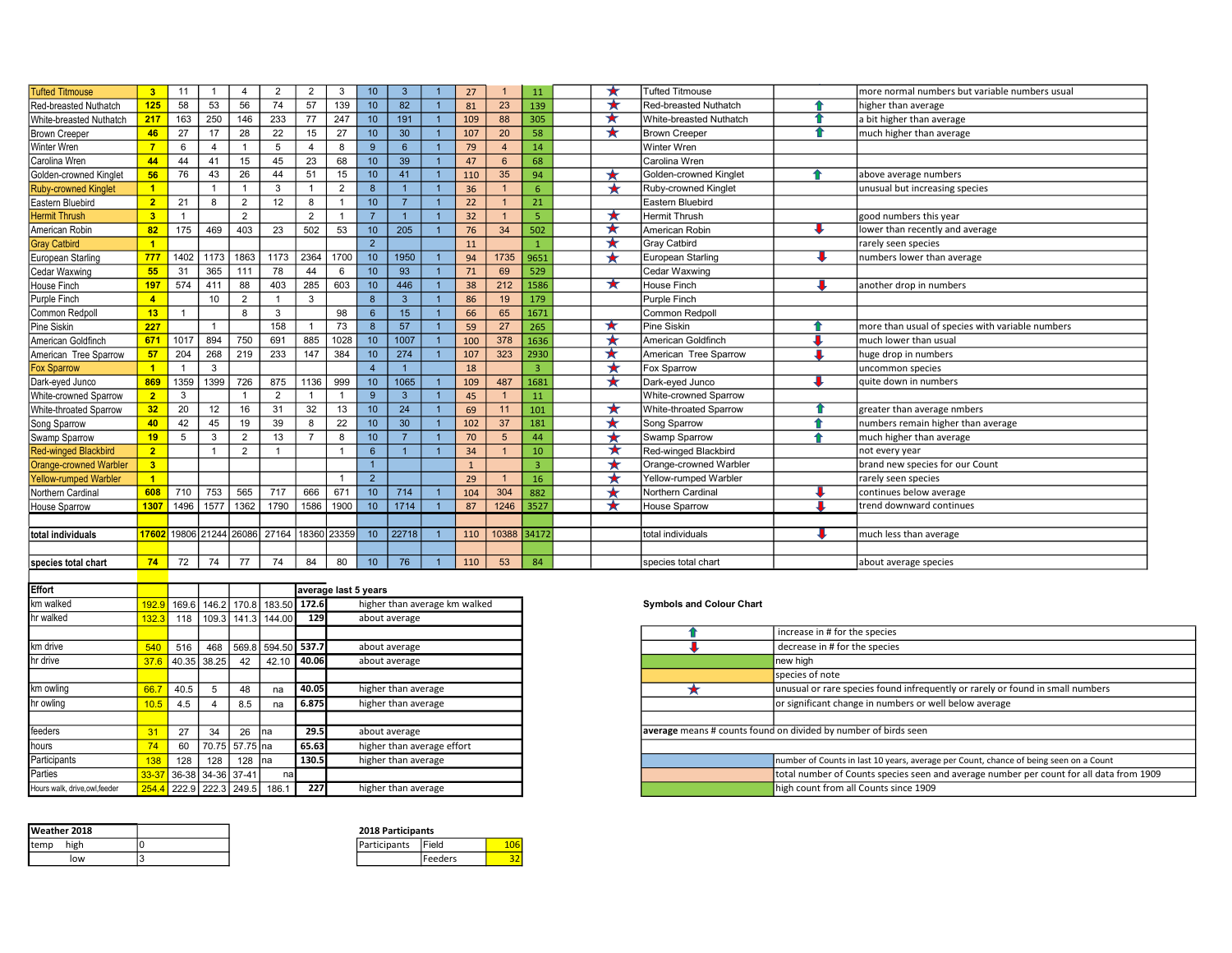| | | | | | | | | | | | | | | | | | |
|---|---|---|---|---|---|---|---|---|---|---|---|---|---|---|---|---|---|
| Tufted Titmouse | 3 | 11 | 1 | 4 | 2 | 2 | 3 | 10 | 3 | 1 | 27 | 1 | 11 | ★ | Tufted Titmouse | | more normal numbers but variable numbers usual |
| Red-breasted Nuthatch | 125 | 58 | 53 | 56 | 74 | 57 | 139 | 10 | 82 | 1 | 81 | 23 | 139 | ★ | Red-breasted Nuthatch | ↑ | higher than average |
| White-breasted Nuthatch | 217 | 163 | 250 | 146 | 233 | 77 | 247 | 10 | 191 | 1 | 109 | 88 | 305 | ★ | White-breasted Nuthatch | ↑ | a bit higher than average |
| Brown Creeper | 46 | 27 | 17 | 28 | 22 | 15 | 27 | 10 | 30 | 1 | 107 | 20 | 58 | ★ | Brown Creeper | ↑ | much higher than average |
| Winter Wren | 7 | 6 | 4 | 1 | 5 | 4 | 8 | 9 | 6 | 1 | 79 | 4 | 14 | | Winter Wren | | |
| Carolina Wren | 44 | 44 | 41 | 15 | 45 | 23 | 68 | 10 | 39 | 1 | 47 | 6 | 68 | | Carolina Wren | | |
| Golden-crowned Kinglet | 56 | 76 | 43 | 26 | 44 | 51 | 15 | 10 | 41 | 1 | 110 | 35 | 94 | ★ | Golden-crowned Kinglet | ↑ | above average numbers |
| Ruby-crowned Kinglet | 1 | | 1 | 1 | 3 | 1 | 2 | 8 | 1 | 1 | 36 | 1 | 6 | ★ | Ruby-crowned Kinglet | | unusual but increasing species |
| Eastern Bluebird | 2 | 21 | 8 | 2 | 12 | 8 | 1 | 10 | 7 | 1 | 22 | 1 | 21 | | Eastern Bluebird | | |
| Hermit Thrush | 3 | 1 | | 2 | | 2 | 1 | 7 | 1 | 1 | 32 | 1 | 5 | ★ | Hermit Thrush | | good numbers this year |
| American Robin | 82 | 175 | 469 | 403 | 23 | 502 | 53 | 10 | 205 | 1 | 76 | 34 | 502 | ★ | American Robin | ↓ | lower than recently and average |
| Gray Catbird | 1 | | | | | | | 2 | | | 11 | | 1 | ★ | Gray Catbird | | rarely seen species |
| European Starling | 777 | 1402 | 1173 | 1863 | 1173 | 2364 | 1700 | 10 | 1950 | 1 | 94 | 1735 | 9651 | ★ | European Starling | ↓ | numbers lower than average |
| Cedar Waxwing | 55 | 31 | 365 | 111 | 78 | 44 | 6 | 10 | 93 | 1 | 71 | 69 | 529 | | Cedar Waxwing | | |
| House Finch | 197 | 574 | 411 | 88 | 403 | 285 | 603 | 10 | 446 | 1 | 38 | 212 | 1586 | ★ | House Finch | ↓ | another drop in numbers |
| Purple Finch | 4 | | 10 | 2 | 1 | 3 | | 8 | 3 | 1 | 86 | 19 | 179 | | Purple Finch | | |
| Common Redpoll | 13 | 1 | | 8 | 3 | | 98 | 6 | 15 | 1 | 66 | 65 | 1671 | | Common Redpoll | | |
| Pine Siskin | 227 | | 1 | | 158 | 1 | 73 | 8 | 57 | 1 | 59 | 27 | 265 | ★ | Pine Siskin | ↑ | more than usual of species with variable numbers |
| American Goldfinch | 671 | 1017 | 894 | 750 | 691 | 885 | 1028 | 10 | 1007 | 1 | 100 | 378 | 1636 | ★ | American Goldfinch | ↓ | much lower than usual |
| American Tree Sparrow | 57 | 204 | 268 | 219 | 233 | 147 | 384 | 10 | 274 | 1 | 107 | 323 | 2930 | ★ | American Tree Sparrow | ↓ | huge drop in numbers |
| Fox Sparrow | 1 | 1 | 3 | | | | | 4 | 1 | | 18 | | 3 | ★ | Fox Sparrow | | uncommon species |
| Dark-eyed Junco | 869 | 1359 | 1399 | 726 | 875 | 1136 | 999 | 10 | 1065 | 1 | 109 | 487 | 1681 | ★ | Dark-eyed Junco | ↓ | quite down in numbers |
| White-crowned Sparrow | 2 | 3 | | 1 | 2 | 1 | 1 | 9 | 3 | 1 | 45 | 1 | 11 | | White-crowned Sparrow | | |
| White-throated Sparrow | 32 | 20 | 12 | 16 | 31 | 32 | 13 | 10 | 24 | 1 | 69 | 11 | 101 | ★ | White-throated Sparrow | ↑ | greater than average nmbers |
| Song Sparrow | 40 | 42 | 45 | 19 | 39 | 8 | 22 | 10 | 30 | 1 | 102 | 37 | 181 | ★ | Song Sparrow | ↑ | numbers remain higher than average |
| Swamp Sparrow | 19 | 5 | 3 | 2 | 13 | 7 | 8 | 10 | 7 | 1 | 70 | 5 | 44 | ★ | Swamp Sparrow | ↑ | much higher than average |
| Red-winged Blackbird | 2 | | 1 | 2 | 1 | | 1 | 6 | 1 | 1 | 34 | 1 | 10 | ★ | Red-winged Blackbird | | not every year |
| Orange-crowned Warbler | 3 | | | | | | | 1 | | | 1 | | 3 | ★ | Orange-crowned Warbler | | brand new species for our Count |
| Yellow-rumped Warbler | 1 | | | | | | 1 | 2 | | | 29 | 1 | 16 | ★ | Yellow-rumped Warbler | | rarely seen species |
| Northern Cardinal | 608 | 710 | 753 | 565 | 717 | 666 | 671 | 10 | 714 | 1 | 104 | 304 | 882 | ★ | Northern Cardinal | ↓ | continues below average |
| House Sparrow | 1307 | 1496 | 1577 | 1362 | 1790 | 1586 | 1900 | 10 | 1714 | 1 | 87 | 1246 | 3527 | ★ | House Sparrow | ↓ | trend downward continues |
| | | | | | | | | | | | | | | | | | |
| **total individuals** | 17602 | 19806 | 21244 | 26086 | 27164 | 18360 | 23359 | 10 | 22718 | 1 | 110 | 10388 | 34172 | | total individuals | ↓ | much less than average |
| | | | | | | | | | | | | | | | | | |
| **species total chart** | 74 | 72 | 74 | 77 | 74 | 84 | 80 | 10 | 76 | 1 | 110 | 53 | 84 | | species total chart | | about average species |

| **Effort** | | | | | | **average last 5 years** | |
|---|---|---|---|---|---|---|---|
| km walked | 192.9 | 169.6 | 146.2 | 170.8 | 183.50 | **172.6** | higher than average km walked |
| hr walked | 132.3 | 118 | 109.3 | 141.3 | 144.00 | **129** | about average |
| | | | | | | | |
| km drive | 540 | 516 | 468 | 569.8 | 594.50 | **537.7** | about average |
| hr drive | 37.6 | 40.35 | 38.25 | 42 | 42.10 | **40.06** | about average |
| | | | | | | | |
| km owling | 66.7 | 40.5 | 5 | 48 | na | **40.05** | higher than average |
| hr owling | 10.5 | 4.5 | 4 | 8.5 | na | **6.875** | higher than average |
| | | | | | | | |
| feeders | 31 | 27 | 34 | 26 | na | **29.5** | about average |
| hours | 74 | 60 | 70.75 | 57.75 | na | **65.63** | higher than average effort |
| Participants | 138 | 128 | 128 | 128 | na | **130.5** | higher than average |
| Parties | 33-37 | 36-38 | 34-36 | 37-41 | na | | |
| Hours walk, drive,owl,feeder | 254.4 | 222.9 | 222.3 | 249.5 | 186.1 | **227** | higher than average |

**Symbols and Colour Chart**

| Symbol / Colour | Meaning |
|---|---|
| ↑ | increase in # for the species |
| ↓ | decrease in # for the species |
| (green) | new high |
| (yellow) | species of note |
| ★ | unusual or rare species found infrequently or rarely or found in small numbers |
| | or significant change in numbers or well below average |
| | |
| **average** means # counts found on divided by number of birds seen | |
| | |
| (blue) | number of Counts in last 10 years, average per Count, chance of being seen on a Count |
| (orange) | total number of Counts species seen and average number per count for all data from 1909 |
| (green) | high count from all Counts since 1909 |

| **Weather 2018** | | |
|---|---|---|
| temp | high | 0 |
| | low | 3 |

| **2018 Participants** | | |
|---|---|---|
| Participants | Field | 106 |
| | Feeders | 32 |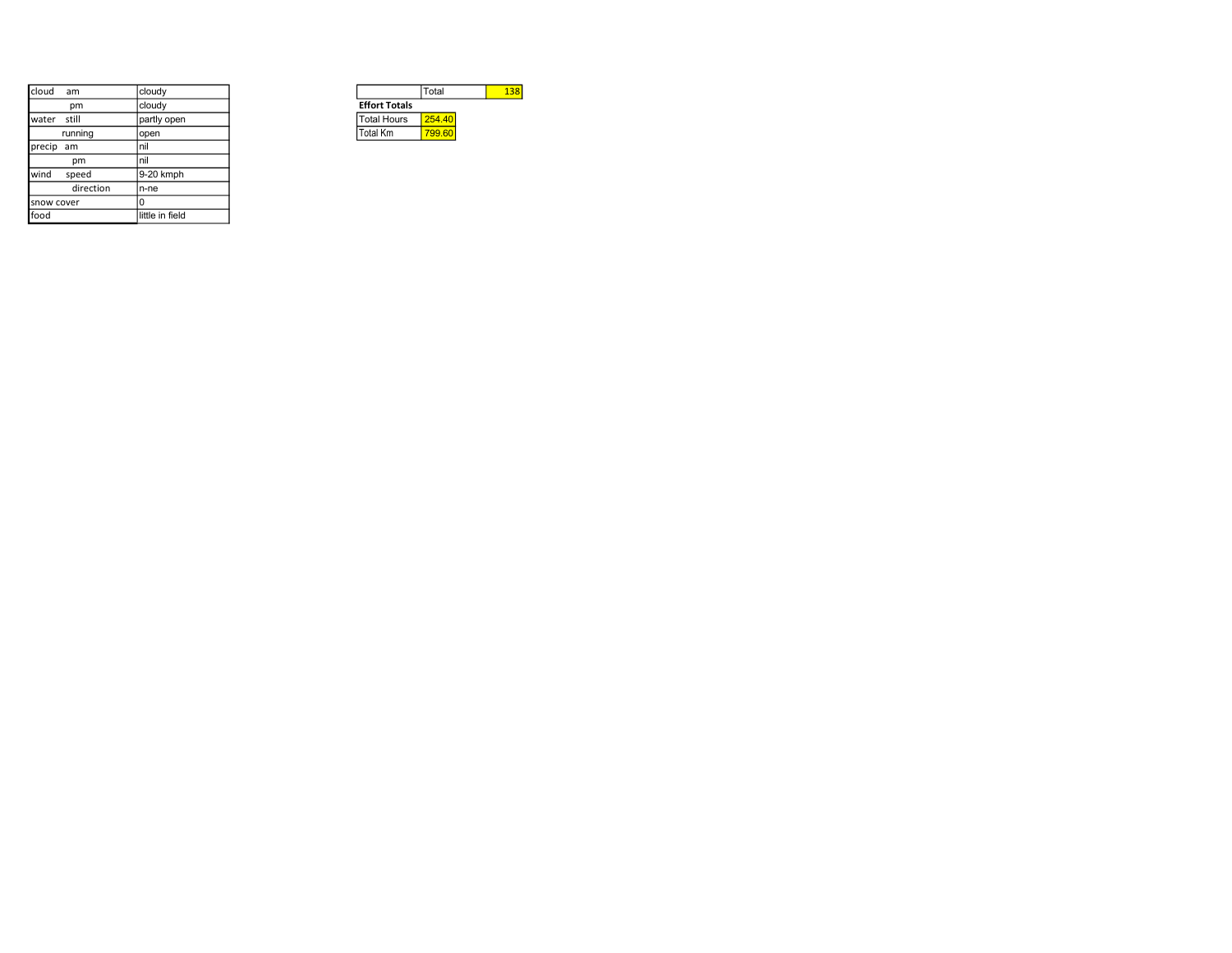| | |
|---|---|
| cloud am | cloudy |
| pm | cloudy |
| water still | partly open |
| running | open |
| precip am | nil |
| pm | nil |
| wind speed | 9-20 kmph |
| direction | n-ne |
| snow cover | 0 |
| food | little in field |

| | | |
|---|---|---|
| | Total | 138 |

**Effort Totals**

| | |
|---|---|
| Total Hours | 254.40 |
| Total Km | 799.60 |